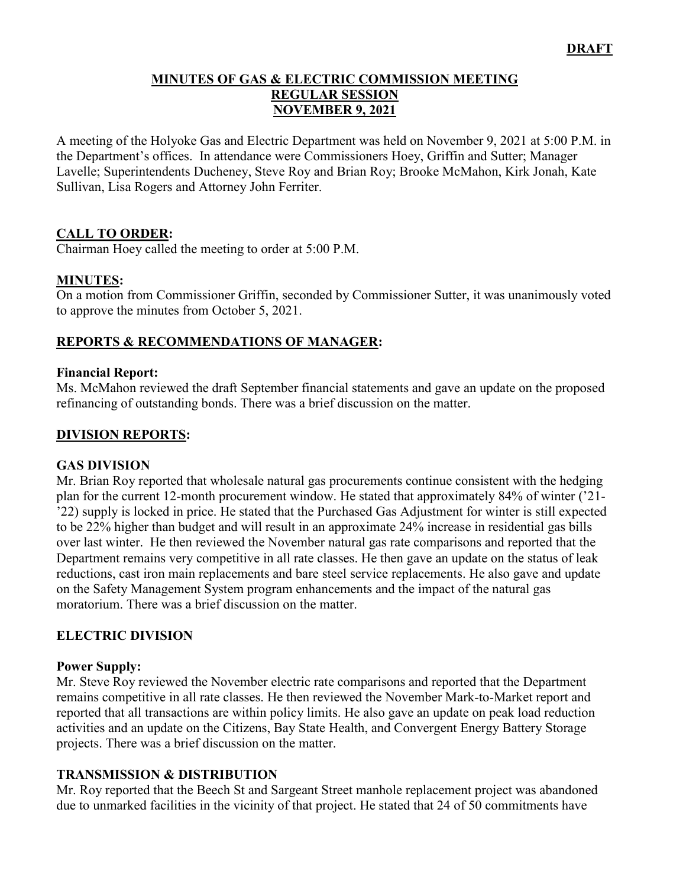**DRAFT**

# MINUTES OF GAS & ELECTRIC COMMISSION MEETING
# REGULAR SESSION
# NOVEMBER 9, 2021

A meeting of the Holyoke Gas and Electric Department was held on November 9, 2021 at 5:00 P.M. in the Department's offices. In attendance were Commissioners Hoey, Griffin and Sutter; Manager Lavelle; Superintendents Ducheney, Steve Roy and Brian Roy; Brooke McMahon, Kirk Jonah, Kate Sullivan, Lisa Rogers and Attorney John Ferriter.

## CALL TO ORDER:

Chairman Hoey called the meeting to order at 5:00 P.M.

## MINUTES:

On a motion from Commissioner Griffin, seconded by Commissioner Sutter, it was unanimously voted to approve the minutes from October 5, 2021.

## REPORTS & RECOMMENDATIONS OF MANAGER:

### Financial Report:

Ms. McMahon reviewed the draft September financial statements and gave an update on the proposed refinancing of outstanding bonds. There was a brief discussion on the matter.

## DIVISION REPORTS:

### GAS DIVISION

Mr. Brian Roy reported that wholesale natural gas procurements continue consistent with the hedging plan for the current 12-month procurement window. He stated that approximately 84% of winter ('21-'22) supply is locked in price. He stated that the Purchased Gas Adjustment for winter is still expected to be 22% higher than budget and will result in an approximate 24% increase in residential gas bills over last winter. He then reviewed the November natural gas rate comparisons and reported that the Department remains very competitive in all rate classes. He then gave an update on the status of leak reductions, cast iron main replacements and bare steel service replacements. He also gave and update on the Safety Management System program enhancements and the impact of the natural gas moratorium. There was a brief discussion on the matter.

### ELECTRIC DIVISION

#### Power Supply:

Mr. Steve Roy reviewed the November electric rate comparisons and reported that the Department remains competitive in all rate classes. He then reviewed the November Mark-to-Market report and reported that all transactions are within policy limits. He also gave an update on peak load reduction activities and an update on the Citizens, Bay State Health, and Convergent Energy Battery Storage projects. There was a brief discussion on the matter.

### TRANSMISSION & DISTRIBUTION

Mr. Roy reported that the Beech St and Sargeant Street manhole replacement project was abandoned due to unmarked facilities in the vicinity of that project. He stated that 24 of 50 commitments have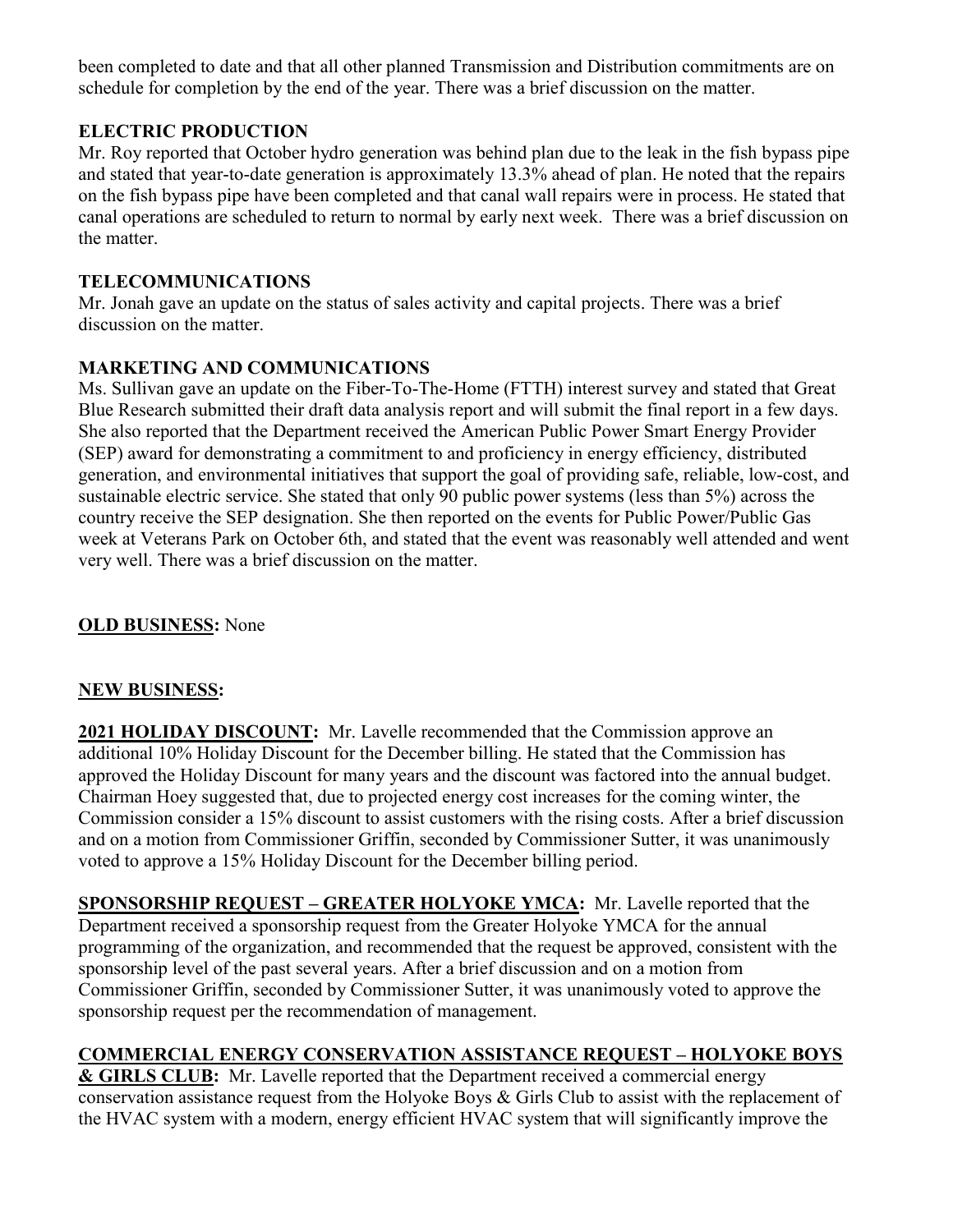been completed to date and that all other planned Transmission and Distribution commitments are on schedule for completion by the end of the year. There was a brief discussion on the matter.

**ELECTRIC PRODUCTION**

Mr. Roy reported that October hydro generation was behind plan due to the leak in the fish bypass pipe and stated that year-to-date generation is approximately 13.3% ahead of plan. He noted that the repairs on the fish bypass pipe have been completed and that canal wall repairs were in process. He stated that canal operations are scheduled to return to normal by early next week. There was a brief discussion on the matter.

**TELECOMMUNICATIONS**

Mr. Jonah gave an update on the status of sales activity and capital projects. There was a brief discussion on the matter.

**MARKETING AND COMMUNICATIONS**

Ms. Sullivan gave an update on the Fiber-To-The-Home (FTTH) interest survey and stated that Great Blue Research submitted their draft data analysis report and will submit the final report in a few days. She also reported that the Department received the American Public Power Smart Energy Provider (SEP) award for demonstrating a commitment to and proficiency in energy efficiency, distributed generation, and environmental initiatives that support the goal of providing safe, reliable, low-cost, and sustainable electric service. She stated that only 90 public power systems (less than 5%) across the country receive the SEP designation. She then reported on the events for Public Power/Public Gas week at Veterans Park on October 6th, and stated that the event was reasonably well attended and went very well. There was a brief discussion on the matter.

**OLD BUSINESS:** None

**NEW BUSINESS:**

**2021 HOLIDAY DISCOUNT:** Mr. Lavelle recommended that the Commission approve an additional 10% Holiday Discount for the December billing. He stated that the Commission has approved the Holiday Discount for many years and the discount was factored into the annual budget. Chairman Hoey suggested that, due to projected energy cost increases for the coming winter, the Commission consider a 15% discount to assist customers with the rising costs. After a brief discussion and on a motion from Commissioner Griffin, seconded by Commissioner Sutter, it was unanimously voted to approve a 15% Holiday Discount for the December billing period.

**SPONSORSHIP REQUEST – GREATER HOLYOKE YMCA:** Mr. Lavelle reported that the Department received a sponsorship request from the Greater Holyoke YMCA for the annual programming of the organization, and recommended that the request be approved, consistent with the sponsorship level of the past several years. After a brief discussion and on a motion from Commissioner Griffin, seconded by Commissioner Sutter, it was unanimously voted to approve the sponsorship request per the recommendation of management.

**COMMERCIAL ENERGY CONSERVATION ASSISTANCE REQUEST – HOLYOKE BOYS & GIRLS CLUB:** Mr. Lavelle reported that the Department received a commercial energy conservation assistance request from the Holyoke Boys & Girls Club to assist with the replacement of the HVAC system with a modern, energy efficient HVAC system that will significantly improve the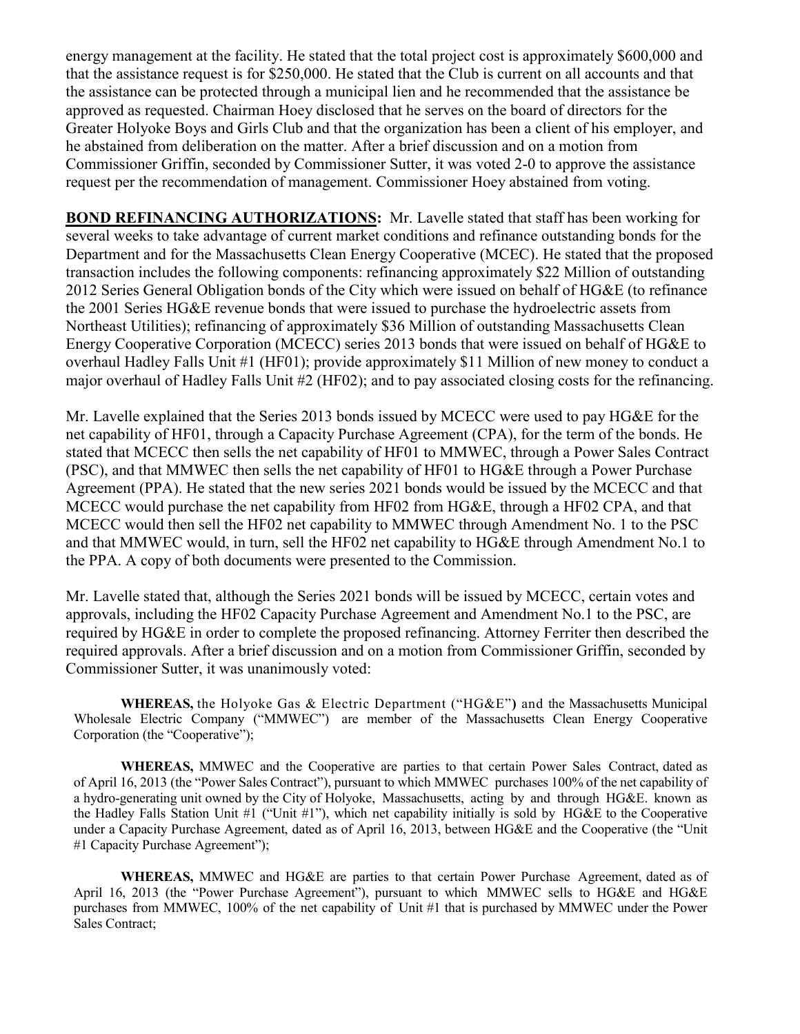energy management at the facility. He stated that the total project cost is approximately $600,000 and that the assistance request is for $250,000. He stated that the Club is current on all accounts and that the assistance can be protected through a municipal lien and he recommended that the assistance be approved as requested. Chairman Hoey disclosed that he serves on the board of directors for the Greater Holyoke Boys and Girls Club and that the organization has been a client of his employer, and he abstained from deliberation on the matter. After a brief discussion and on a motion from Commissioner Griffin, seconded by Commissioner Sutter, it was voted 2-0 to approve the assistance request per the recommendation of management. Commissioner Hoey abstained from voting.

**BOND REFINANCING AUTHORIZATIONS:** Mr. Lavelle stated that staff has been working for several weeks to take advantage of current market conditions and refinance outstanding bonds for the Department and for the Massachusetts Clean Energy Cooperative (MCEC). He stated that the proposed transaction includes the following components: refinancing approximately $22 Million of outstanding 2012 Series General Obligation bonds of the City which were issued on behalf of HG&E (to refinance the 2001 Series HG&E revenue bonds that were issued to purchase the hydroelectric assets from Northeast Utilities); refinancing of approximately $36 Million of outstanding Massachusetts Clean Energy Cooperative Corporation (MCECC) series 2013 bonds that were issued on behalf of HG&E to overhaul Hadley Falls Unit #1 (HF01); provide approximately $11 Million of new money to conduct a major overhaul of Hadley Falls Unit #2 (HF02); and to pay associated closing costs for the refinancing.

Mr. Lavelle explained that the Series 2013 bonds issued by MCECC were used to pay HG&E for the net capability of HF01, through a Capacity Purchase Agreement (CPA), for the term of the bonds. He stated that MCECC then sells the net capability of HF01 to MMWEC, through a Power Sales Contract (PSC), and that MMWEC then sells the net capability of HF01 to HG&E through a Power Purchase Agreement (PPA). He stated that the new series 2021 bonds would be issued by the MCECC and that MCECC would purchase the net capability from HF02 from HG&E, through a HF02 CPA, and that MCECC would then sell the HF02 net capability to MMWEC through Amendment No. 1 to the PSC and that MMWEC would, in turn, sell the HF02 net capability to HG&E through Amendment No.1 to the PPA. A copy of both documents were presented to the Commission.

Mr. Lavelle stated that, although the Series 2021 bonds will be issued by MCECC, certain votes and approvals, including the HF02 Capacity Purchase Agreement and Amendment No.1 to the PSC, are required by HG&E in order to complete the proposed refinancing. Attorney Ferriter then described the required approvals. After a brief discussion and on a motion from Commissioner Griffin, seconded by Commissioner Sutter, it was unanimously voted:

**WHEREAS,** the Holyoke Gas & Electric Department ("HG&E"**)** and the Massachusetts Municipal Wholesale Electric Company ("MMWEC") are member of the Massachusetts Clean Energy Cooperative Corporation (the "Cooperative");

**WHEREAS,** MMWEC and the Cooperative are parties to that certain Power Sales Contract, dated as of April 16, 2013 (the "Power Sales Contract"), pursuant to which MMWEC purchases 100% of the net capability of a hydro-generating unit owned by the City of Holyoke, Massachusetts, acting by and through HG&E. known as the Hadley Falls Station Unit #1 ("Unit #1"), which net capability initially is sold by HG&E to the Cooperative under a Capacity Purchase Agreement, dated as of April 16, 2013, between HG&E and the Cooperative (the "Unit #1 Capacity Purchase Agreement");

**WHEREAS,** MMWEC and HG&E are parties to that certain Power Purchase Agreement, dated as of April 16, 2013 (the "Power Purchase Agreement"), pursuant to which MMWEC sells to HG&E and HG&E purchases from MMWEC, 100% of the net capability of Unit #1 that is purchased by MMWEC under the Power Sales Contract;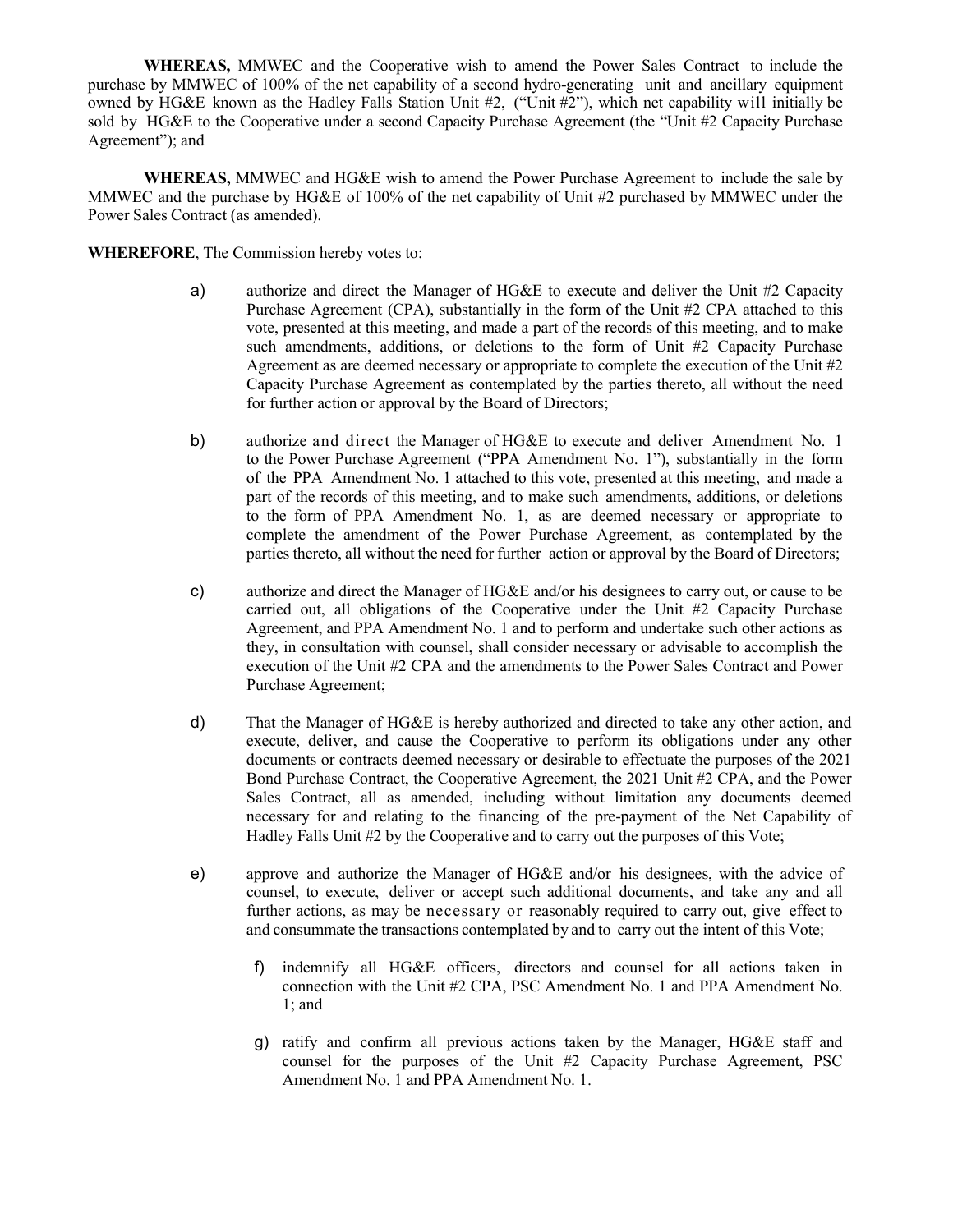**WHEREAS,** MMWEC and the Cooperative wish to amend the Power Sales Contract to include the purchase by MMWEC of 100% of the net capability of a second hydro-generating unit and ancillary equipment owned by HG&E known as the Hadley Falls Station Unit #2, ("Unit #2"), which net capability will initially be sold by HG&E to the Cooperative under a second Capacity Purchase Agreement (the "Unit #2 Capacity Purchase Agreement"); and

**WHEREAS,** MMWEC and HG&E wish to amend the Power Purchase Agreement to include the sale by MMWEC and the purchase by HG&E of 100% of the net capability of Unit #2 purchased by MMWEC under the Power Sales Contract (as amended).

**WHEREFORE**, The Commission hereby votes to:

a) authorize and direct the Manager of HG&E to execute and deliver the Unit #2 Capacity Purchase Agreement (CPA), substantially in the form of the Unit #2 CPA attached to this vote, presented at this meeting, and made a part of the records of this meeting, and to make such amendments, additions, or deletions to the form of Unit #2 Capacity Purchase Agreement as are deemed necessary or appropriate to complete the execution of the Unit #2 Capacity Purchase Agreement as contemplated by the parties thereto, all without the need for further action or approval by the Board of Directors;

b) authorize and direct the Manager of HG&E to execute and deliver Amendment No. 1 to the Power Purchase Agreement ("PPA Amendment No. 1"), substantially in the form of the PPA Amendment No. 1 attached to this vote, presented at this meeting, and made a part of the records of this meeting, and to make such amendments, additions, or deletions to the form of PPA Amendment No. 1, as are deemed necessary or appropriate to complete the amendment of the Power Purchase Agreement, as contemplated by the parties thereto, all without the need for further action or approval by the Board of Directors;

c) authorize and direct the Manager of HG&E and/or his designees to carry out, or cause to be carried out, all obligations of the Cooperative under the Unit #2 Capacity Purchase Agreement, and PPA Amendment No. 1 and to perform and undertake such other actions as they, in consultation with counsel, shall consider necessary or advisable to accomplish the execution of the Unit #2 CPA and the amendments to the Power Sales Contract and Power Purchase Agreement;

d) That the Manager of HG&E is hereby authorized and directed to take any other action, and execute, deliver, and cause the Cooperative to perform its obligations under any other documents or contracts deemed necessary or desirable to effectuate the purposes of the 2021 Bond Purchase Contract, the Cooperative Agreement, the 2021 Unit #2 CPA, and the Power Sales Contract, all as amended, including without limitation any documents deemed necessary for and relating to the financing of the pre-payment of the Net Capability of Hadley Falls Unit #2 by the Cooperative and to carry out the purposes of this Vote;

e) approve and authorize the Manager of HG&E and/or his designees, with the advice of counsel, to execute, deliver or accept such additional documents, and take any and all further actions, as may be necessary or reasonably required to carry out, give effect to and consummate the transactions contemplated by and to carry out the intent of this Vote;

f) indemnify all HG&E officers, directors and counsel for all actions taken in connection with the Unit #2 CPA, PSC Amendment No. 1 and PPA Amendment No. 1; and

g) ratify and confirm all previous actions taken by the Manager, HG&E staff and counsel for the purposes of the Unit #2 Capacity Purchase Agreement, PSC Amendment No. 1 and PPA Amendment No. 1.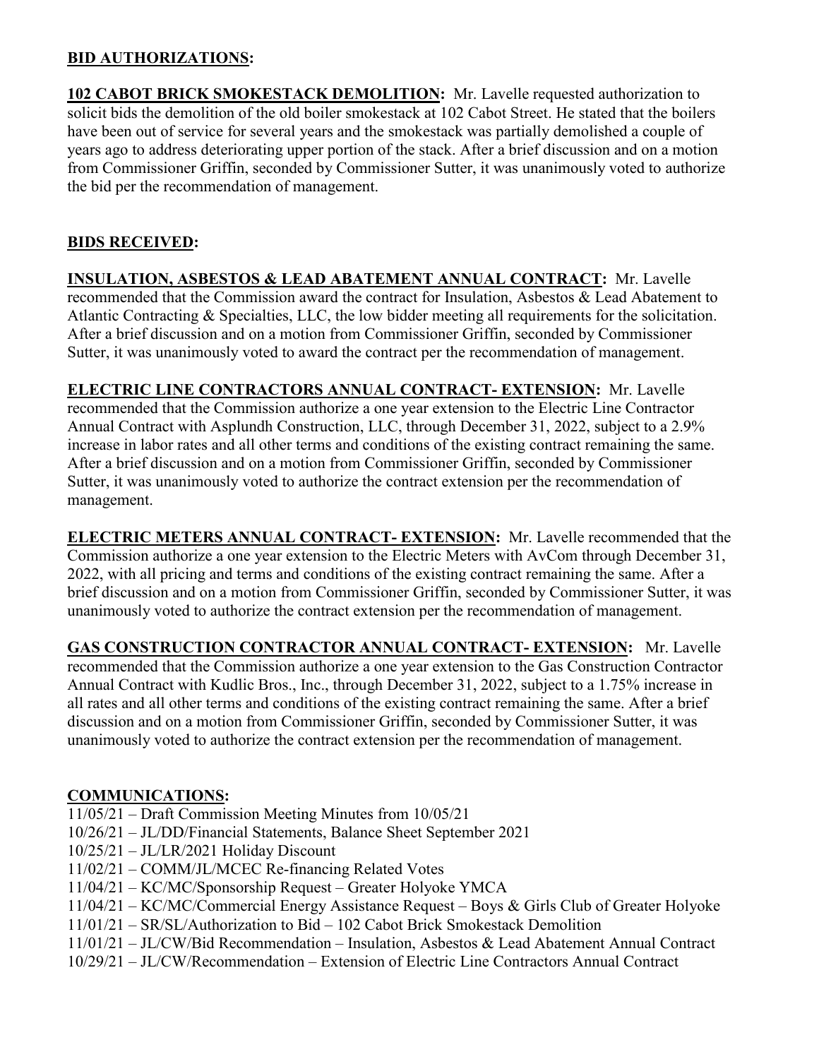## BID AUTHORIZATIONS:

**102 CABOT BRICK SMOKESTACK DEMOLITION:** Mr. Lavelle requested authorization to solicit bids the demolition of the old boiler smokestack at 102 Cabot Street. He stated that the boilers have been out of service for several years and the smokestack was partially demolished a couple of years ago to address deteriorating upper portion of the stack. After a brief discussion and on a motion from Commissioner Griffin, seconded by Commissioner Sutter, it was unanimously voted to authorize the bid per the recommendation of management.

## BIDS RECEIVED:

**INSULATION, ASBESTOS & LEAD ABATEMENT ANNUAL CONTRACT:** Mr. Lavelle recommended that the Commission award the contract for Insulation, Asbestos & Lead Abatement to Atlantic Contracting & Specialties, LLC, the low bidder meeting all requirements for the solicitation. After a brief discussion and on a motion from Commissioner Griffin, seconded by Commissioner Sutter, it was unanimously voted to award the contract per the recommendation of management.

**ELECTRIC LINE CONTRACTORS ANNUAL CONTRACT- EXTENSION:** Mr. Lavelle recommended that the Commission authorize a one year extension to the Electric Line Contractor Annual Contract with Asplundh Construction, LLC, through December 31, 2022, subject to a 2.9% increase in labor rates and all other terms and conditions of the existing contract remaining the same. After a brief discussion and on a motion from Commissioner Griffin, seconded by Commissioner Sutter, it was unanimously voted to authorize the contract extension per the recommendation of management.

**ELECTRIC METERS ANNUAL CONTRACT- EXTENSION:** Mr. Lavelle recommended that the Commission authorize a one year extension to the Electric Meters with AvCom through December 31, 2022, with all pricing and terms and conditions of the existing contract remaining the same. After a brief discussion and on a motion from Commissioner Griffin, seconded by Commissioner Sutter, it was unanimously voted to authorize the contract extension per the recommendation of management.

**GAS CONSTRUCTION CONTRACTOR ANNUAL CONTRACT- EXTENSION:** Mr. Lavelle recommended that the Commission authorize a one year extension to the Gas Construction Contractor Annual Contract with Kudlic Bros., Inc., through December 31, 2022, subject to a 1.75% increase in all rates and all other terms and conditions of the existing contract remaining the same. After a brief discussion and on a motion from Commissioner Griffin, seconded by Commissioner Sutter, it was unanimously voted to authorize the contract extension per the recommendation of management.

## COMMUNICATIONS:

11/05/21 – Draft Commission Meeting Minutes from 10/05/21
10/26/21 – JL/DD/Financial Statements, Balance Sheet September 2021
10/25/21 – JL/LR/2021 Holiday Discount
11/02/21 – COMM/JL/MCEC Re-financing Related Votes
11/04/21 – KC/MC/Sponsorship Request – Greater Holyoke YMCA
11/04/21 – KC/MC/Commercial Energy Assistance Request – Boys & Girls Club of Greater Holyoke
11/01/21 – SR/SL/Authorization to Bid – 102 Cabot Brick Smokestack Demolition
11/01/21 – JL/CW/Bid Recommendation – Insulation, Asbestos & Lead Abatement Annual Contract
10/29/21 – JL/CW/Recommendation – Extension of Electric Line Contractors Annual Contract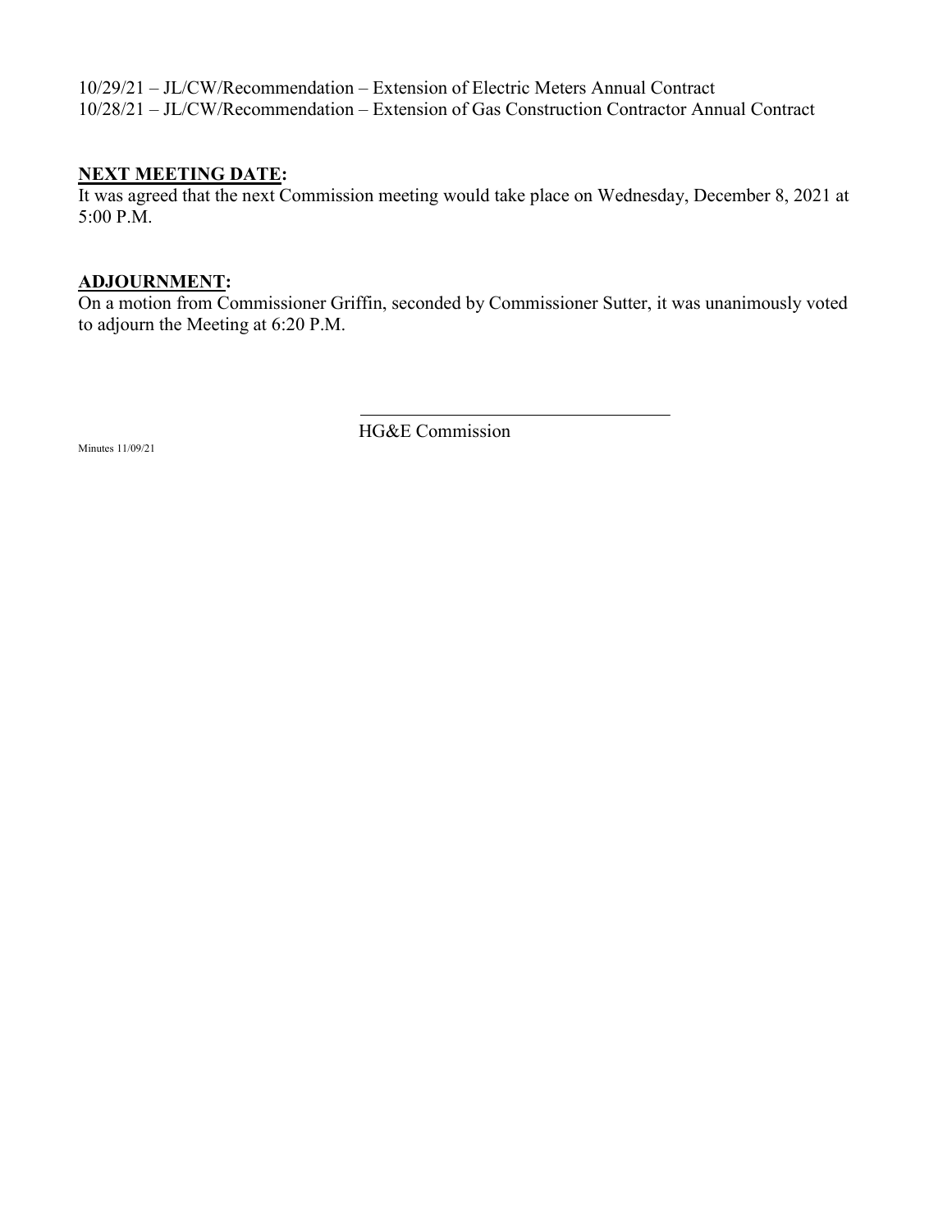10/29/21 – JL/CW/Recommendation – Extension of Electric Meters Annual Contract
10/28/21 – JL/CW/Recommendation – Extension of Gas Construction Contractor Annual Contract

**NEXT MEETING DATE:**
It was agreed that the next Commission meeting would take place on Wednesday, December 8, 2021 at 5:00 P.M.

**ADJOURNMENT:**
On a motion from Commissioner Griffin, seconded by Commissioner Sutter, it was unanimously voted to adjourn the Meeting at 6:20 P.M.

\_\_\_\_\_\_\_\_\_\_\_\_\_\_\_\_\_\_\_\_\_\_\_\_\_\_\_\_\_\_\_\_\_\_\_

HG&E Commission

Minutes 11/09/21